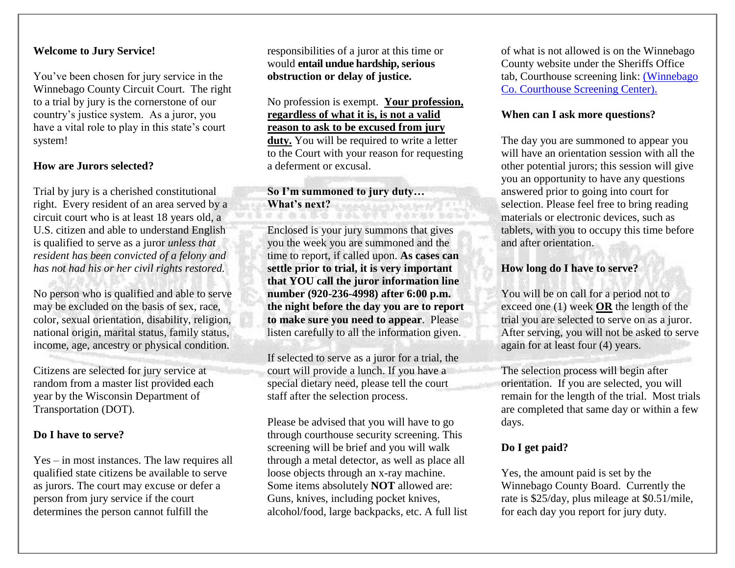**Welcome to Jury Service!**

You've been chosen for jury service in the Winnebago County Circuit Court. The right to a trial by jury is the cornerstone of our country's justice system. As a juror, you have a vital role to play in this state's court system!

**How are Jurors selected?**

Trial by jury is a cherished constitutional right. Every resident of an area served by a circuit court who is at least 18 years old, a U.S. citizen and able to understand English is qualified to serve as a juror *unless that resident has been convicted of a felony and has not had his or her civil rights restored.*

No person who is qualified and able to serve may be excluded on the basis of sex, race, color, sexual orientation, disability, religion, national origin, marital status, family status, income, age, ancestry or physical condition.

Citizens are selected for jury service at random from a master list provided each year by the Wisconsin Department of Transportation (DOT).

**Do I have to serve?**

Yes – in most instances. The law requires all qualified state citizens be available to serve as jurors. The court may excuse or defer a person from jury service if the court determines the person cannot fulfill the responsibilities of a juror at this time or would **entail undue hardship, serious obstruction or delay of justice.**

No profession is exempt. **Your profession, regardless of what it is, is not a valid reason to ask to be excused from jury duty.** You will be required to write a letter to the Court with your reason for requesting a deferment or excusal.

**So I'm summoned to jury duty… What's next?**

Enclosed is your jury summons that gives you the week you are summoned and the time to report, if called upon. **As cases can settle prior to trial, it is very important that YOU call the juror information line number (920-236-4998) after 6:00 p.m. the night before the day you are to report to make sure you need to appear**. Please listen carefully to all the information given.

If selected to serve as a juror for a trial, the court will provide a lunch. If you have a special dietary need, please tell the court staff after the selection process.

Please be advised that you will have to go through courthouse security screening. This screening will be brief and you will walk through a metal detector, as well as place all loose objects through an x-ray machine. Some items absolutely **NOT** allowed are: Guns, knives, including pocket knives, alcohol/food, large backpacks, etc. A full list of what is not allowed is on the Winnebago County website under the Sheriffs Office tab, Courthouse screening link: (Winnebago Co. Courthouse Screening Center).

**When can I ask more questions?**

The day you are summoned to appear you will have an orientation session with all the other potential jurors; this session will give you an opportunity to have any questions answered prior to going into court for selection. Please feel free to bring reading materials or electronic devices, such as tablets, with you to occupy this time before and after orientation.

**How long do I have to serve?**

You will be on call for a period not to exceed one (1) week **OR** the length of the trial you are selected to serve on as a juror. After serving, you will not be asked to serve again for at least four (4) years.

The selection process will begin after orientation. If you are selected, you will remain for the length of the trial. Most trials are completed that same day or within a few days.

**Do I get paid?**

Yes, the amount paid is set by the Winnebago County Board. Currently the rate is $25/day, plus mileage at $0.51/mile, for each day you report for jury duty.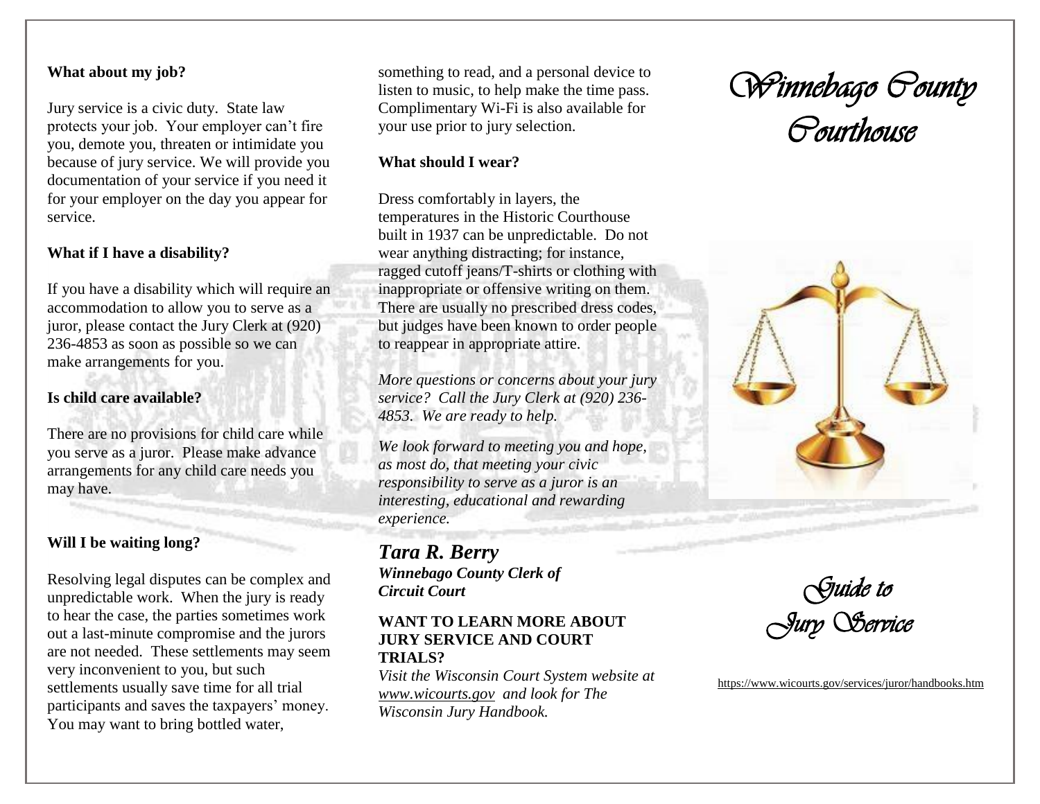### What about my job?

Jury service is a civic duty. State law protects your job. Your employer can't fire you, demote you, threaten or intimidate you because of jury service. We will provide you documentation of your service if you need it for your employer on the day you appear for service.

### What if I have a disability?

If you have a disability which will require an accommodation to allow you to serve as a juror, please contact the Jury Clerk at (920) 236-4853 as soon as possible so we can make arrangements for you.

### Is child care available?

There are no provisions for child care while you serve as a juror. Please make advance arrangements for any child care needs you may have.

### Will I be waiting long?

Resolving legal disputes can be complex and unpredictable work. When the jury is ready to hear the case, the parties sometimes work out a last-minute compromise and the jurors are not needed. These settlements may seem very inconvenient to you, but such settlements usually save time for all trial participants and saves the taxpayers' money. You may want to bring bottled water, something to read, and a personal device to listen to music, to help make the time pass. Complimentary Wi-Fi is also available for your use prior to jury selection.

### What should I wear?

Dress comfortably in layers, the temperatures in the Historic Courthouse built in 1937 can be unpredictable. Do not wear anything distracting; for instance, ragged cutoff jeans/T-shirts or clothing with inappropriate or offensive writing on them. There are usually no prescribed dress codes, but judges have been known to order people to reappear in appropriate attire.

*More questions or concerns about your jury service? Call the Jury Clerk at (920) 236-4853. We are ready to help.*

*We look forward to meeting you and hope, as most do, that meeting your civic responsibility to serve as a juror is an interesting, educational and rewarding experience.*

***Tara R. Berry***
***Winnebago County Clerk of Circuit Court***

**WANT TO LEARN MORE ABOUT JURY SERVICE AND COURT TRIALS?**

*Visit the Wisconsin Court System website at www.wicourts.gov and look for The Wisconsin Jury Handbook.*

# Winnebago County Courthouse

## Guide to Jury Service

https://www.wicourts.gov/services/juror/handbooks.htm